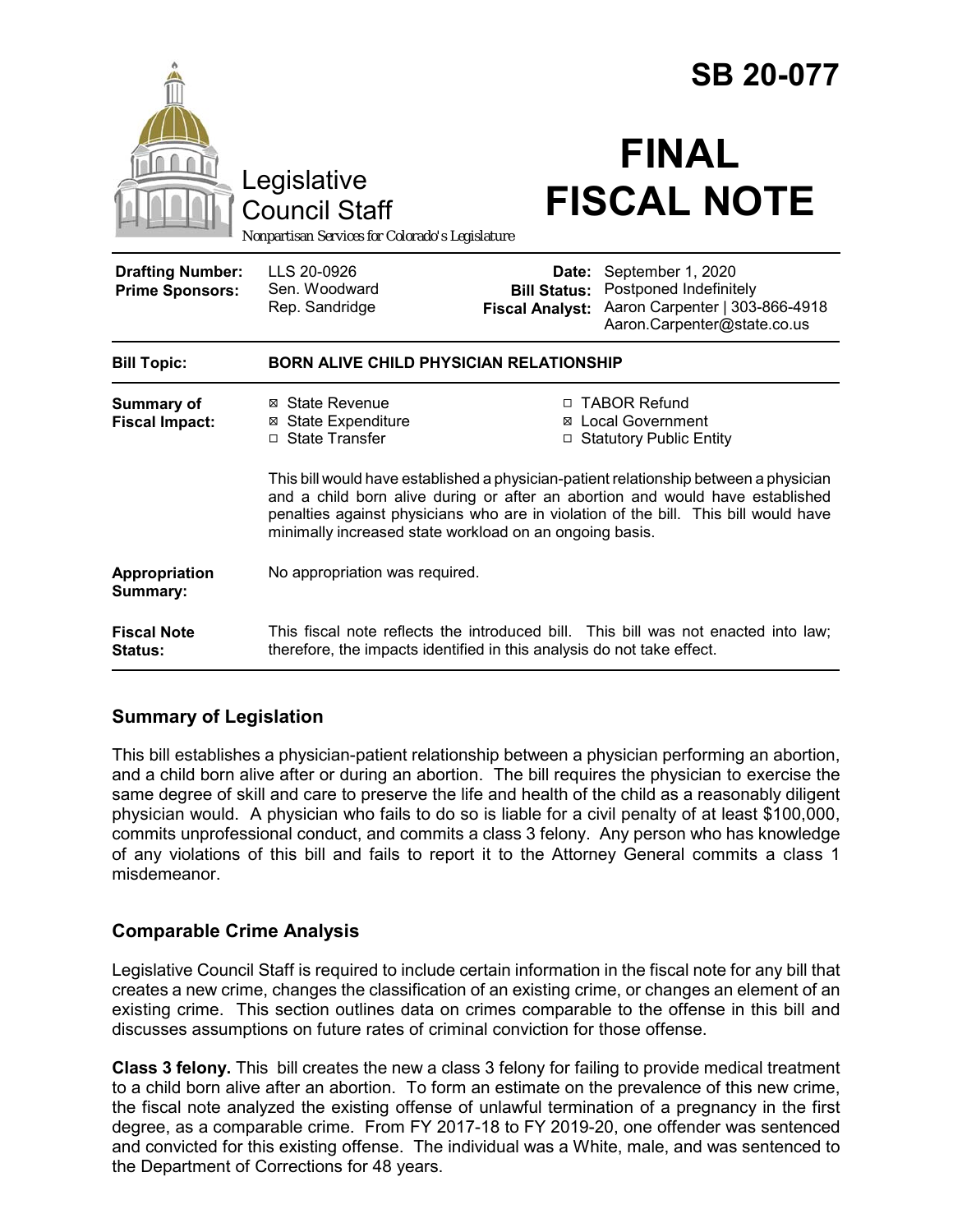# SB 20-077

Legislative Council Staff

*Nonpartisan Services for Colorado's Legislature*

# FINAL FISCAL NOTE

| | | | |
|---|---|---|---|
| **Drafting Number:** | LLS 20-0926 | **Date:** | September 1, 2020 |
| **Prime Sponsors:** | Sen. Woodward<br>Rep. Sandridge | **Bill Status:** | Postponed Indefinitely |
| | | **Fiscal Analyst:** | Aaron Carpenter \| 303-866-4918<br>Aaron.Carpenter@state.co.us |

| | |
|---|---|
| **Bill Topic:** | **BORN ALIVE CHILD PHYSICIAN RELATIONSHIP** |
| **Summary of Fiscal Impact:** | ☒ State Revenue ☐ TABOR Refund<br>☒ State Expenditure ☒ Local Government<br>☐ State Transfer ☐ Statutory Public Entity<br><br>This bill would have established a physician-patient relationship between a physician and a child born alive during or after an abortion and would have established penalties against physicians who are in violation of the bill. This bill would have minimally increased state workload on an ongoing basis. |
| **Appropriation Summary:** | No appropriation was required. |
| **Fiscal Note Status:** | This fiscal note reflects the introduced bill. This bill was not enacted into law; therefore, the impacts identified in this analysis do not take effect. |

## Summary of Legislation

This bill establishes a physician-patient relationship between a physician performing an abortion, and a child born alive after or during an abortion. The bill requires the physician to exercise the same degree of skill and care to preserve the life and health of the child as a reasonably diligent physician would. A physician who fails to do so is liable for a civil penalty of at least $100,000, commits unprofessional conduct, and commits a class 3 felony. Any person who has knowledge of any violations of this bill and fails to report it to the Attorney General commits a class 1 misdemeanor.

## Comparable Crime Analysis

Legislative Council Staff is required to include certain information in the fiscal note for any bill that creates a new crime, changes the classification of an existing crime, or changes an element of an existing crime. This section outlines data on crimes comparable to the offense in this bill and discusses assumptions on future rates of criminal conviction for those offense.

**Class 3 felony.** This bill creates the new a class 3 felony for failing to provide medical treatment to a child born alive after an abortion. To form an estimate on the prevalence of this new crime, the fiscal note analyzed the existing offense of unlawful termination of a pregnancy in the first degree, as a comparable crime. From FY 2017-18 to FY 2019-20, one offender was sentenced and convicted for this existing offense. The individual was a White, male, and was sentenced to the Department of Corrections for 48 years.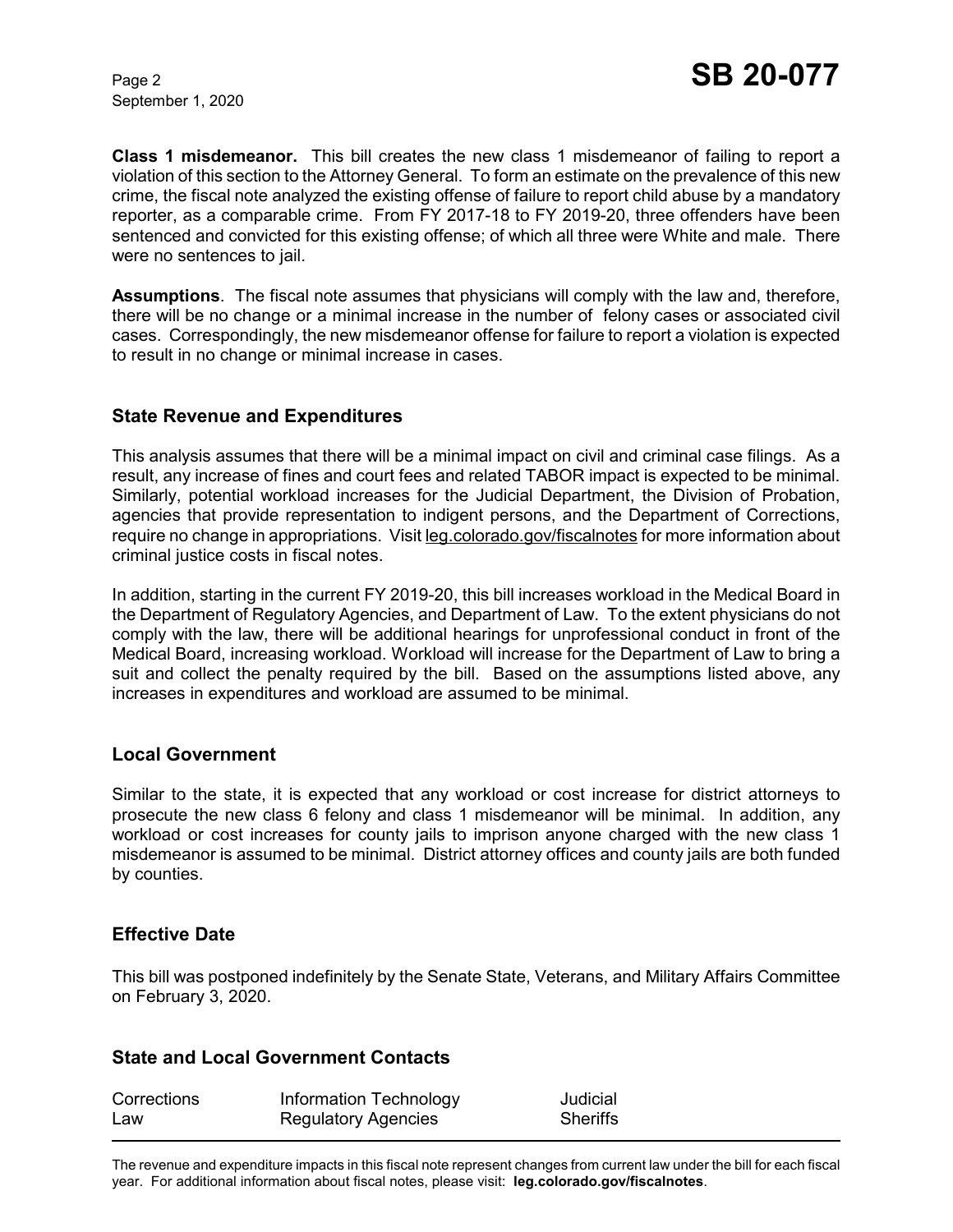**Class 1 misdemeanor.** This bill creates the new class 1 misdemeanor of failing to report a violation of this section to the Attorney General. To form an estimate on the prevalence of this new crime, the fiscal note analyzed the existing offense of failure to report child abuse by a mandatory reporter, as a comparable crime. From FY 2017-18 to FY 2019-20, three offenders have been sentenced and convicted for this existing offense; of which all three were White and male. There were no sentences to jail.

**Assumptions**. The fiscal note assumes that physicians will comply with the law and, therefore, there will be no change or a minimal increase in the number of felony cases or associated civil cases. Correspondingly, the new misdemeanor offense for failure to report a violation is expected to result in no change or minimal increase in cases.

## State Revenue and Expenditures

This analysis assumes that there will be a minimal impact on civil and criminal case filings. As a result, any increase of fines and court fees and related TABOR impact is expected to be minimal. Similarly, potential workload increases for the Judicial Department, the Division of Probation, agencies that provide representation to indigent persons, and the Department of Corrections, require no change in appropriations. Visit leg.colorado.gov/fiscalnotes for more information about criminal justice costs in fiscal notes.

In addition, starting in the current FY 2019-20, this bill increases workload in the Medical Board in the Department of Regulatory Agencies, and Department of Law. To the extent physicians do not comply with the law, there will be additional hearings for unprofessional conduct in front of the Medical Board, increasing workload. Workload will increase for the Department of Law to bring a suit and collect the penalty required by the bill. Based on the assumptions listed above, any increases in expenditures and workload are assumed to be minimal.

## Local Government

Similar to the state, it is expected that any workload or cost increase for district attorneys to prosecute the new class 6 felony and class 1 misdemeanor will be minimal. In addition, any workload or cost increases for county jails to imprison anyone charged with the new class 1 misdemeanor is assumed to be minimal. District attorney offices and county jails are both funded by counties.

## Effective Date

This bill was postponed indefinitely by the Senate State, Veterans, and Military Affairs Committee on February 3, 2020.

## State and Local Government Contacts

| | | |
|---|---|---|
| Corrections | Information Technology | Judicial |
| Law | Regulatory Agencies | Sheriffs |

The revenue and expenditure impacts in this fiscal note represent changes from current law under the bill for each fiscal year. For additional information about fiscal notes, please visit: **leg.colorado.gov/fiscalnotes**.